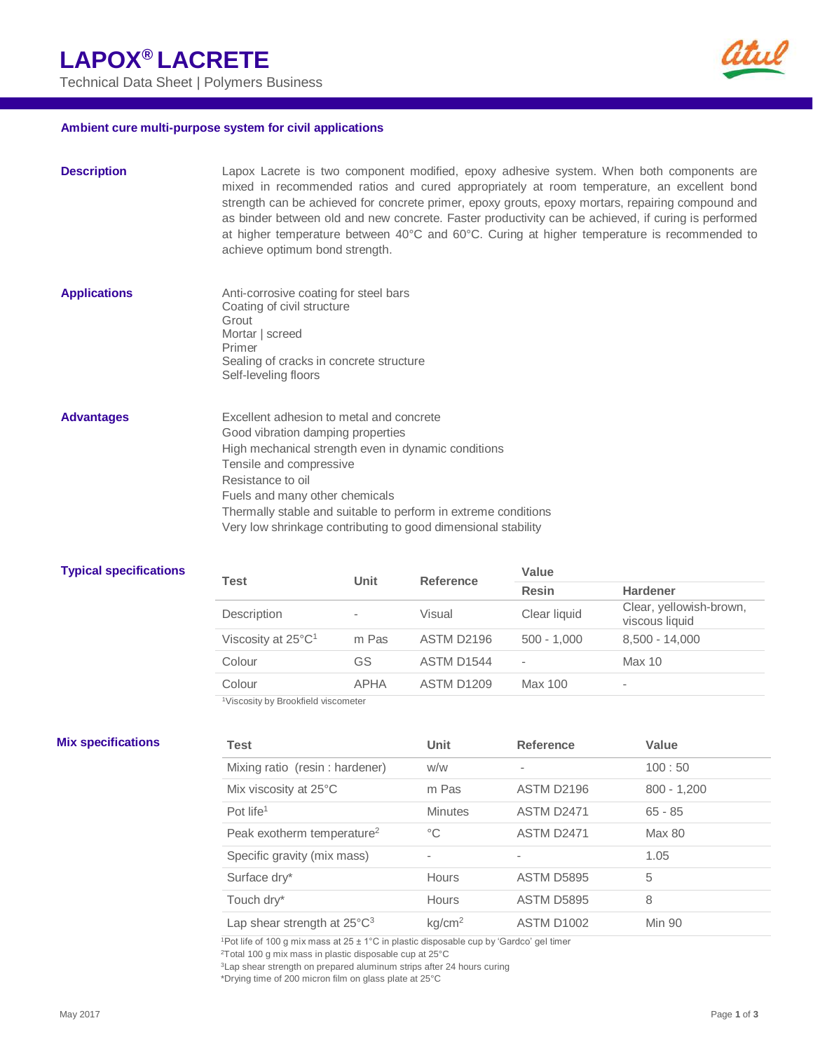# LAPOX® LACRETE

Technical Data Sheet | Polymers Business

**Ambient cure multi-purpose system for civil applications**

## Description

Lapox Lacrete is two component modified, epoxy adhesive system. When both components are mixed in recommended ratios and cured appropriately at room temperature, an excellent bond strength can be achieved for concrete primer, epoxy grouts, epoxy mortars, repairing compound and as binder between old and new concrete. Faster productivity can be achieved, if curing is performed at higher temperature between 40°C and 60°C. Curing at higher temperature is recommended to achieve optimum bond strength.

## Applications

Anti-corrosive coating for steel bars
Coating of civil structure
Grout
Mortar | screed
Primer
Sealing of cracks in concrete structure
Self-leveling floors

## Advantages

Excellent adhesion to metal and concrete
Good vibration damping properties
High mechanical strength even in dynamic conditions
Tensile and compressive
Resistance to oil
Fuels and many other chemicals
Thermally stable and suitable to perform in extreme conditions
Very low shrinkage contributing to good dimensional stability

## Typical specifications

| Test | Unit | Reference | Value | |
|---|---|---|---|---|
| | | | Resin | Hardener |
| Description | - | Visual | Clear liquid | Clear, yellowish-brown, viscous liquid |
| Viscosity at 25°C[1] | m Pas | ASTM D2196 | 500 - 1,000 | 8,500 - 14,000 |
| Colour | GS | ASTM D1544 | - | Max 10 |
| Colour | APHA | ASTM D1209 | Max 100 | - |

[1]Viscosity by Brookfield viscometer

## Mix specifications

| Test | Unit | Reference | Value |
|---|---|---|---|
| Mixing ratio (resin : hardener) | w/w | - | 100 : 50 |
| Mix viscosity at 25°C | m Pas | ASTM D2196 | 800 - 1,200 |
| Pot life[1] | Minutes | ASTM D2471 | 65 - 85 |
| Peak exotherm temperature[2] | °C | ASTM D2471 | Max 80 |
| Specific gravity (mix mass) | - | - | 1.05 |
| Surface dry* | Hours | ASTM D5895 | 5 |
| Touch dry* | Hours | ASTM D5895 | 8 |
| Lap shear strength at 25°C[3] | $kg/cm^2$ | ASTM D1002 | Min 90 |

[1]Pot life of 100 g mix mass at 25 ± 1°C in plastic disposable cup by 'Gardco' gel timer
[2]Total 100 g mix mass in plastic disposable cup at 25°C
[3]Lap shear strength on prepared aluminum strips after 24 hours curing
*Drying time of 200 micron film on glass plate at 25°C

May 2017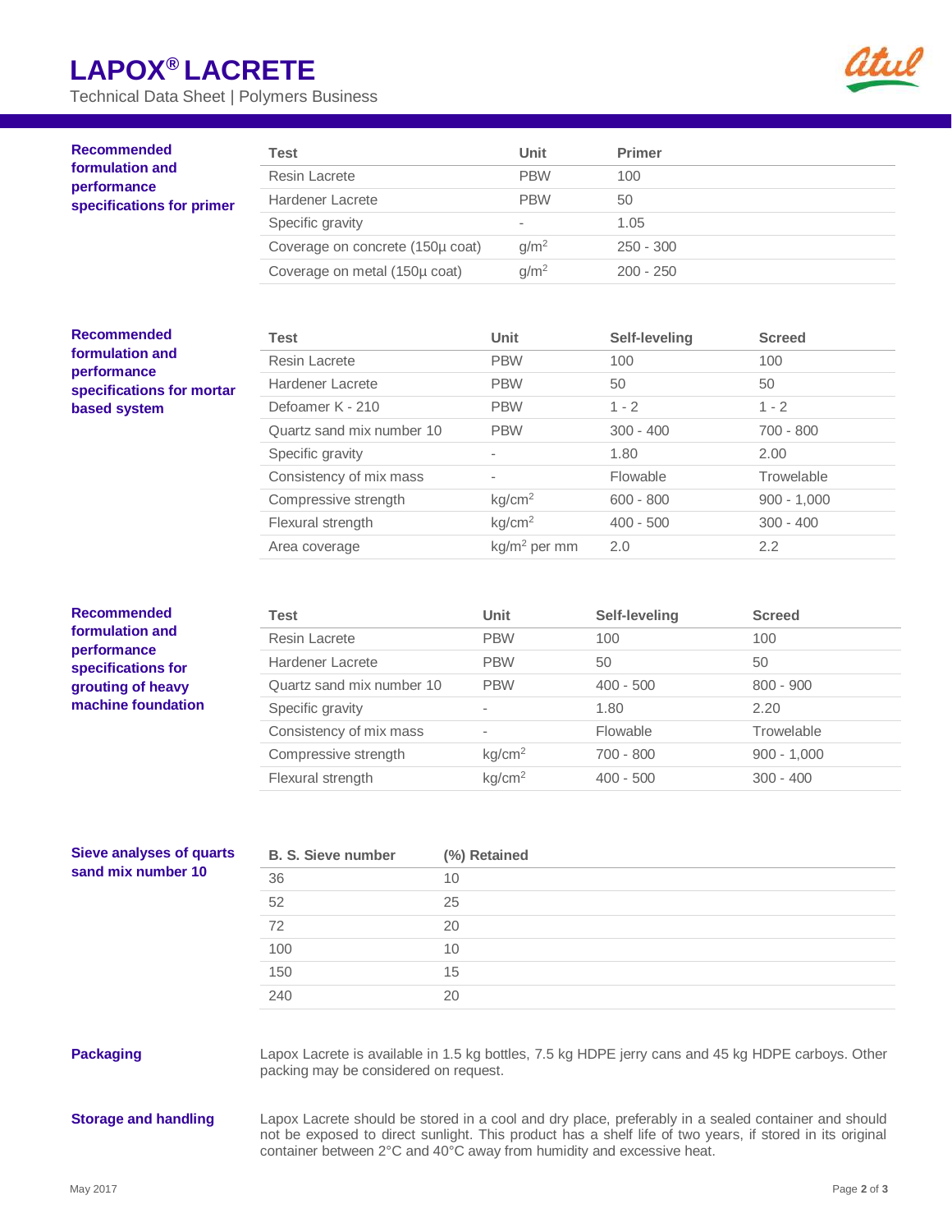## Recommended formulation and performance specifications for primer

| Test | Unit | Primer |
|---|---|---|
| Resin Lacrete | PBW | 100 |
| Hardener Lacrete | PBW | 50 |
| Specific gravity | - | 1.05 |
| Coverage on concrete (150µ coat) | $g/m^2$ | 250 - 300 |
| Coverage on metal (150µ coat) | $g/m^2$ | 200 - 250 |

## Recommended formulation and performance specifications for mortar based system

| Test | Unit | Self-leveling | Screed |
|---|---|---|---|
| Resin Lacrete | PBW | 100 | 100 |
| Hardener Lacrete | PBW | 50 | 50 |
| Defoamer K - 210 | PBW | 1 - 2 | 1 - 2 |
| Quartz sand mix number 10 | PBW | 300 - 400 | 700 - 800 |
| Specific gravity | - | 1.80 | 2.00 |
| Consistency of mix mass | - | Flowable | Trowelable |
| Compressive strength | $kg/cm^2$ | 600 - 800 | 900 - 1,000 |
| Flexural strength | $kg/cm^2$ | 400 - 500 | 300 - 400 |
| Area coverage | $kg/m^2$ per mm | 2.0 | 2.2 |

## Recommended formulation and performance specifications for grouting of heavy machine foundation

| Test | Unit | Self-leveling | Screed |
|---|---|---|---|
| Resin Lacrete | PBW | 100 | 100 |
| Hardener Lacrete | PBW | 50 | 50 |
| Quartz sand mix number 10 | PBW | 400 - 500 | 800 - 900 |
| Specific gravity | - | 1.80 | 2.20 |
| Consistency of mix mass | - | Flowable | Trowelable |
| Compressive strength | $kg/cm^2$ | 700 - 800 | 900 - 1,000 |
| Flexural strength | $kg/cm^2$ | 400 - 500 | 300 - 400 |

## Sieve analyses of quarts sand mix number 10

| B. S. Sieve number | (%) Retained |
|---|---|
| 36 | 10 |
| 52 | 25 |
| 72 | 20 |
| 100 | 10 |
| 150 | 15 |
| 240 | 20 |

## Packaging

Lapox Lacrete is available in 1.5 kg bottles, 7.5 kg HDPE jerry cans and 45 kg HDPE carboys. Other packing may be considered on request.

## Storage and handling

Lapox Lacrete should be stored in a cool and dry place, preferably in a sealed container and should not be exposed to direct sunlight. This product has a shelf life of two years, if stored in its original container between 2°C and 40°C away from humidity and excessive heat.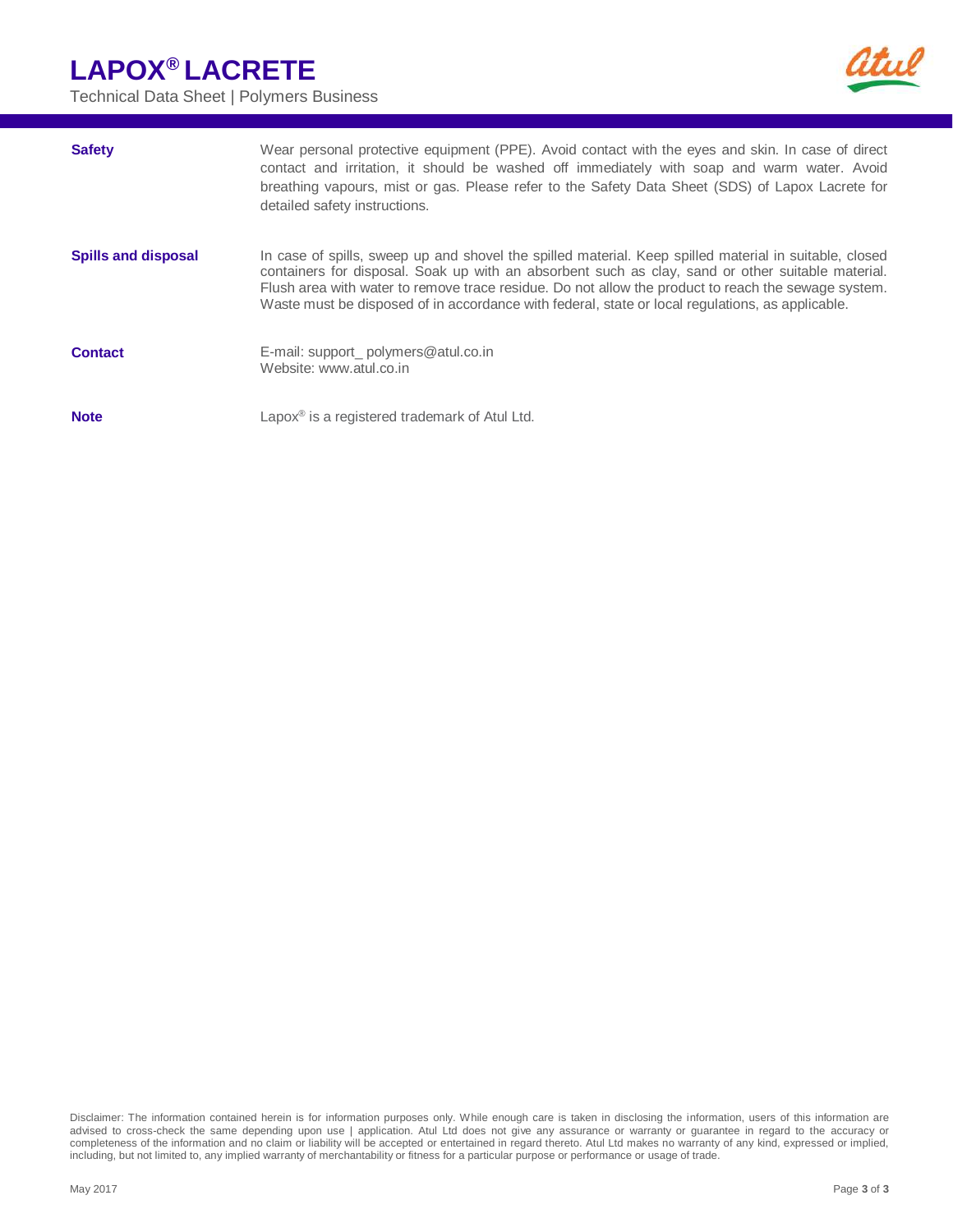**Safety**

Wear personal protective equipment (PPE). Avoid contact with the eyes and skin. In case of direct contact and irritation, it should be washed off immediately with soap and warm water. Avoid breathing vapours, mist or gas. Please refer to the Safety Data Sheet (SDS) of Lapox Lacrete for detailed safety instructions.

**Spills and disposal**

In case of spills, sweep up and shovel the spilled material. Keep spilled material in suitable, closed containers for disposal. Soak up with an absorbent such as clay, sand or other suitable material. Flush area with water to remove trace residue. Do not allow the product to reach the sewage system. Waste must be disposed of in accordance with federal, state or local regulations, as applicable.

**Contact**

E-mail: support_ polymers@atul.co.in
Website: www.atul.co.in

**Note**

Lapox® is a registered trademark of Atul Ltd.

Disclaimer: The information contained herein is for information purposes only. While enough care is taken in disclosing the information, users of this information are advised to cross-check the same depending upon use | application. Atul Ltd does not give any assurance or warranty or guarantee in regard to the accuracy or completeness of the information and no claim or liability will be accepted or entertained in regard thereto. Atul Ltd makes no warranty of any kind, expressed or implied, including, but not limited to, any implied warranty of merchantability or fitness for a particular purpose or performance or usage of trade.

May 2017